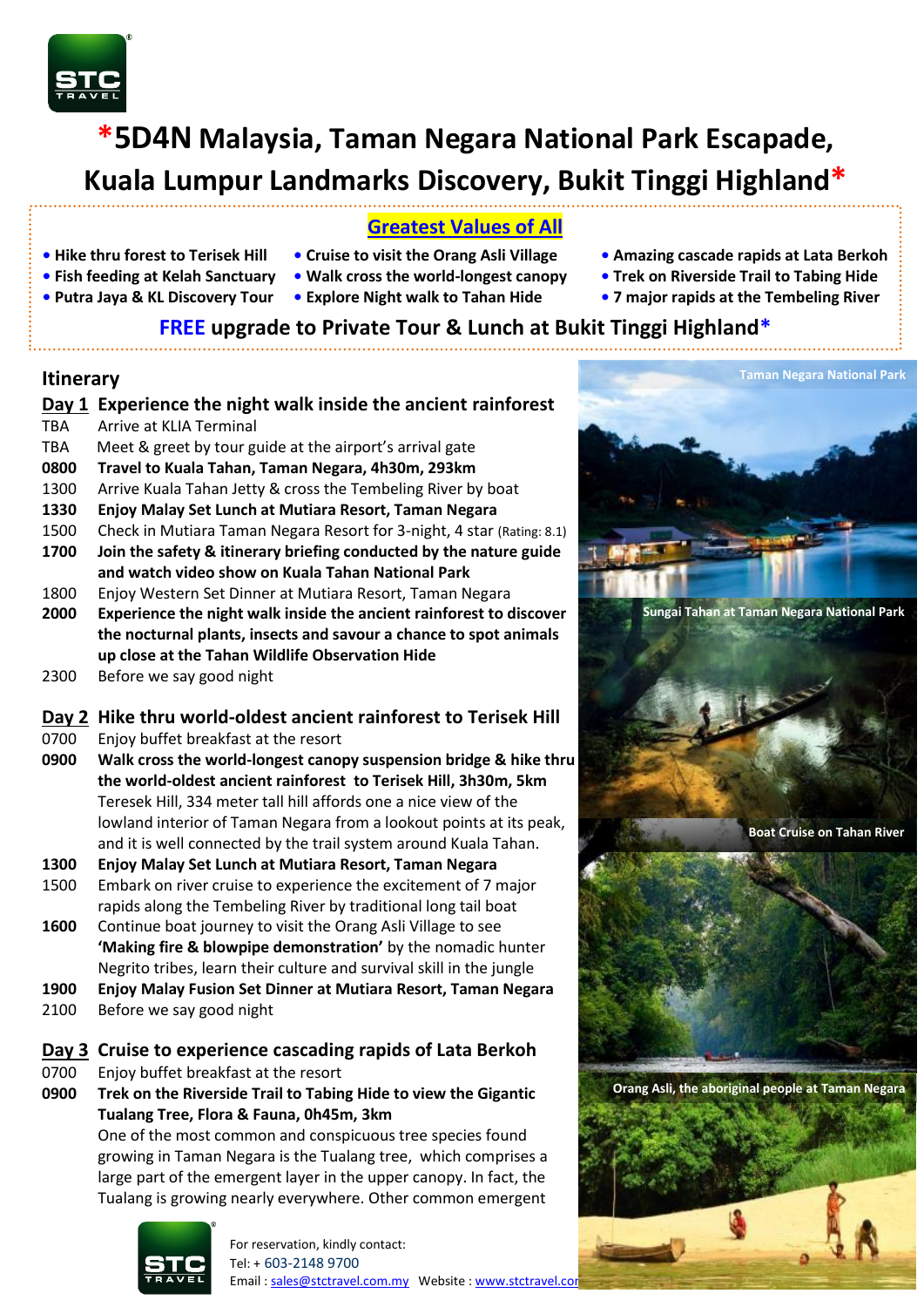# *5D4N Malaysia, Taman Negara National Park Escapade, Kuala Lumpur Landmarks Discovery, Bukit Tinggi Highland*

## Greatest Values of All

- Hike thru forest to Terisek Hill
- Fish feeding at Kelah Sanctuary
- Putra Jaya & KL Discovery Tour
- Cruise to visit the Orang Asli Village
- Walk cross the world-longest canopy
- Explore Night walk to Tahan Hide
- Amazing cascade rapids at Lata Berkoh
- Trek on Riverside Trail to Tabing Hide
- 7 major rapids at the Tembeling River

**FREE upgrade to Private Tour & Lunch at Bukit Tinggi Highland***

## Itinerary

### Day 1 Experience the night walk inside the ancient rainforest

| | |
|---|---|
| TBA | Arrive at KLIA Terminal |
| TBA | Meet & greet by tour guide at the airport's arrival gate |
| **0800** | **Travel to Kuala Tahan, Taman Negara, 4h30m, 293km** |
| 1300 | Arrive Kuala Tahan Jetty & cross the Tembeling River by boat |
| **1330** | **Enjoy Malay Set Lunch at Mutiara Resort, Taman Negara** |
| 1500 | Check in Mutiara Taman Negara Resort for 3-night, 4 star (Rating: 8.1) |
| **1700** | **Join the safety & itinerary briefing conducted by the nature guide and watch video show on Kuala Tahan National Park** |
| 1800 | Enjoy Western Set Dinner at Mutiara Resort, Taman Negara |
| **2000** | **Experience the night walk inside the ancient rainforest to discover the nocturnal plants, insects and savour a chance to spot animals up close at the Tahan Wildlife Observation Hide** |
| 2300 | Before we say good night |

### Day 2 Hike thru world-oldest ancient rainforest to Terisek Hill

| | |
|---|---|
| 0700 | Enjoy buffet breakfast at the resort |
| **0900** | **Walk cross the world-longest canopy suspension bridge & hike thru the world-oldest ancient rainforest to Terisek Hill, 3h30m, 5km** Teresek Hill, 334 meter tall hill affords one a nice view of the lowland interior of Taman Negara from a lookout points at its peak, and it is well connected by the trail system around Kuala Tahan. |
| **1300** | **Enjoy Malay Set Lunch at Mutiara Resort, Taman Negara** |
| 1500 | Embark on river cruise to experience the excitement of 7 major rapids along the Tembeling River by traditional long tail boat |
| **1600** | Continue boat journey to visit the Orang Asli Village to see **'Making fire & blowpipe demonstration'** by the nomadic hunter Negrito tribes, learn their culture and survival skill in the jungle |
| **1900** | **Enjoy Malay Fusion Set Dinner at Mutiara Resort, Taman Negara** |
| 2100 | Before we say good night |

### Day 3 Cruise to experience cascading rapids of Lata Berkoh

| | |
|---|---|
| 0700 | Enjoy buffet breakfast at the resort |
| **0900** | **Trek on the Riverside Trail to Tabing Hide to view the Gigantic Tualang Tree, Flora & Fauna, 0h45m, 3km** One of the most common and conspicuous tree species found growing in Taman Negara is the Tualang tree, which comprises a large part of the emergent layer in the upper canopy. In fact, the Tualang is growing nearly everywhere. Other common emergent |

Taman Negara National Park

Sungai Tahan at Taman Negara National Park

Boat Cruise on Tahan River

Orang Asli, the aboriginal people at Taman Negara

For reservation, kindly contact:
Tel: + 603-2148 9700
Email : sales@stctravel.com.my Website : www.stctravel.com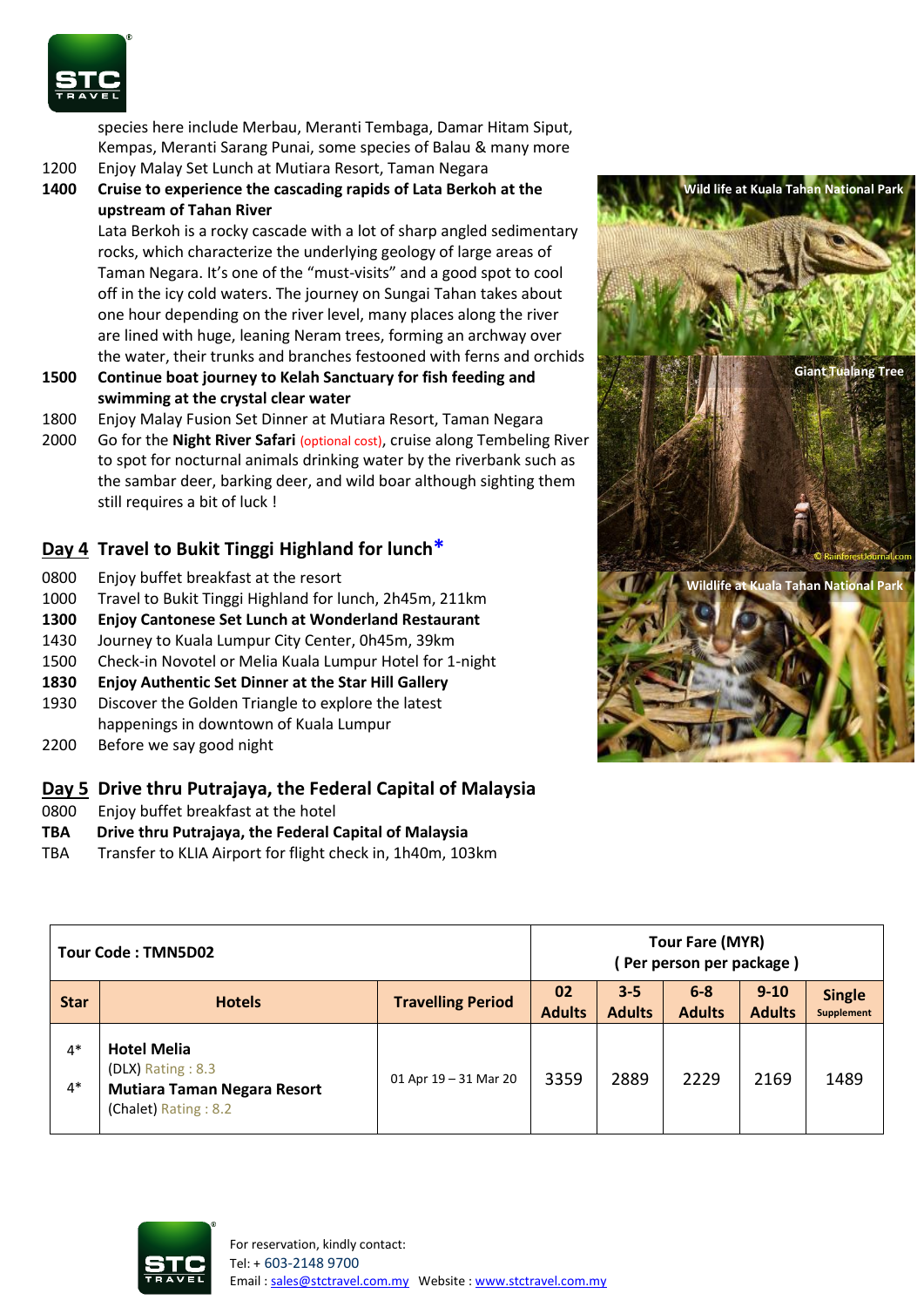species here include Merbau, Meranti Tembaga, Damar Hitam Siput, Kempas, Meranti Sarang Punai, some species of Balau & many more

1200 Enjoy Malay Set Lunch at Mutiara Resort, Taman Negara

**1400 Cruise to experience the cascading rapids of Lata Berkoh at the upstream of Tahan River**

Lata Berkoh is a rocky cascade with a lot of sharp angled sedimentary rocks, which characterize the underlying geology of large areas of Taman Negara. It's one of the "must-visits" and a good spot to cool off in the icy cold waters. The journey on Sungai Tahan takes about one hour depending on the river level, many places along the river are lined with huge, leaning Neram trees, forming an archway over the water, their trunks and branches festooned with ferns and orchids

**1500 Continue boat journey to Kelah Sanctuary for fish feeding and swimming at the crystal clear water**

1800 Enjoy Malay Fusion Set Dinner at Mutiara Resort, Taman Negara

2000 Go for the **Night River Safari** (optional cost), cruise along Tembeling River to spot for nocturnal animals drinking water by the riverbank such as the sambar deer, barking deer, and wild boar although sighting them still requires a bit of luck !

Wild life at Kuala Tahan National Park

Giant Tualang Tree

© RainforestJournal.com

Wildlife at Kuala Tahan National Park

## Day 4 Travel to Bukit Tinggi Highland for lunch*

0800 Enjoy buffet breakfast at the resort

1000 Travel to Bukit Tinggi Highland for lunch, 2h45m, 211km

**1300 Enjoy Cantonese Set Lunch at Wonderland Restaurant**

1430 Journey to Kuala Lumpur City Center, 0h45m, 39km

1500 Check-in Novotel or Melia Kuala Lumpur Hotel for 1-night

**1830 Enjoy Authentic Set Dinner at the Star Hill Gallery**

1930 Discover the Golden Triangle to explore the latest happenings in downtown of Kuala Lumpur

2200 Before we say good night

## Day 5 Drive thru Putrajaya, the Federal Capital of Malaysia

0800 Enjoy buffet breakfast at the hotel

**TBA Drive thru Putrajaya, the Federal Capital of Malaysia**

TBA Transfer to KLIA Airport for flight check in, 1h40m, 103km

| Tour Code : TMN5D02 | | | Tour Fare (MYR) ( Per person per package ) | | | | |
|---|---|---|---|---|---|---|---|
| **Star** | **Hotels** | **Travelling Period** | **02 Adults** | **3-5 Adults** | **6-8 Adults** | **9-10 Adults** | **Single** Supplement |
| 4* <br> 4* | **Hotel Melia** (DLX) Rating : 8.3 <br> **Mutiara Taman Negara Resort** (Chalet) Rating : 8.2 | 01 Apr 19 – 31 Mar 20 | 3359 | 2889 | 2229 | 2169 | 1489 |

For reservation, kindly contact:
Tel: + 603-2148 9700
Email : sales@stctravel.com.my Website : www.stctravel.com.my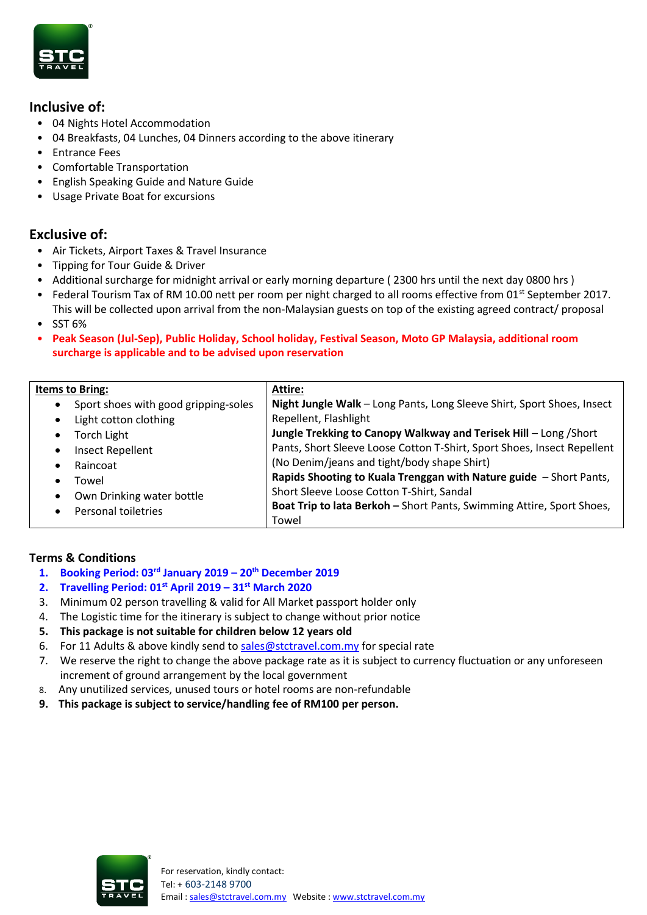## Inclusive of:

- 04 Nights Hotel Accommodation
- 04 Breakfasts, 04 Lunches, 04 Dinners according to the above itinerary
- Entrance Fees
- Comfortable Transportation
- English Speaking Guide and Nature Guide
- Usage Private Boat for excursions

## Exclusive of:

- Air Tickets, Airport Taxes & Travel Insurance
- Tipping for Tour Guide & Driver
- Additional surcharge for midnight arrival or early morning departure ( 2300 hrs until the next day 0800 hrs )
- Federal Tourism Tax of RM 10.00 nett per room per night charged to all rooms effective from 01st September 2017. This will be collected upon arrival from the non-Malaysian guests on top of the existing agreed contract/ proposal
- SST 6%
- **Peak Season (Jul-Sep), Public Holiday, School holiday, Festival Season, Moto GP Malaysia, additional room surcharge is applicable and to be advised upon reservation**

| Items to Bring: | Attire: |
|---|---|
| • Sport shoes with good gripping-soles<br>• Light cotton clothing<br>• Torch Light<br>• Insect Repellent<br>• Raincoat<br>• Towel<br>• Own Drinking water bottle<br>• Personal toiletries | **Night Jungle Walk** – Long Pants, Long Sleeve Shirt, Sport Shoes, Insect Repellent, Flashlight<br>**Jungle Trekking to Canopy Walkway and Terisek Hill** – Long /Short Pants, Short Sleeve Loose Cotton T-Shirt, Sport Shoes, Insect Repellent (No Denim/jeans and tight/body shape Shirt)<br>**Rapids Shooting to Kuala Trenggan with Nature guide** – Short Pants, Short Sleeve Loose Cotton T-Shirt, Sandal<br>**Boat Trip to lata Berkoh –** Short Pants, Swimming Attire, Sport Shoes, Towel |

### Terms & Conditions

1. **Booking Period: 03rd January 2019 – 20th December 2019**
2. **Travelling Period: 01st April 2019 – 31st March 2020**
3. Minimum 02 person travelling & valid for All Market passport holder only
4. The Logistic time for the itinerary is subject to change without prior notice
5. **This package is not suitable for children below 12 years old**
6. For 11 Adults & above kindly send to sales@stctravel.com.my for special rate
7. We reserve the right to change the above package rate as it is subject to currency fluctuation or any unforeseen increment of ground arrangement by the local government
8. Any unutilized services, unused tours or hotel rooms are non-refundable
9. **This package is subject to service/handling fee of RM100 per person.**

For reservation, kindly contact:
Tel: + 603-2148 9700
Email : sales@stctravel.com.my Website : www.stctravel.com.my